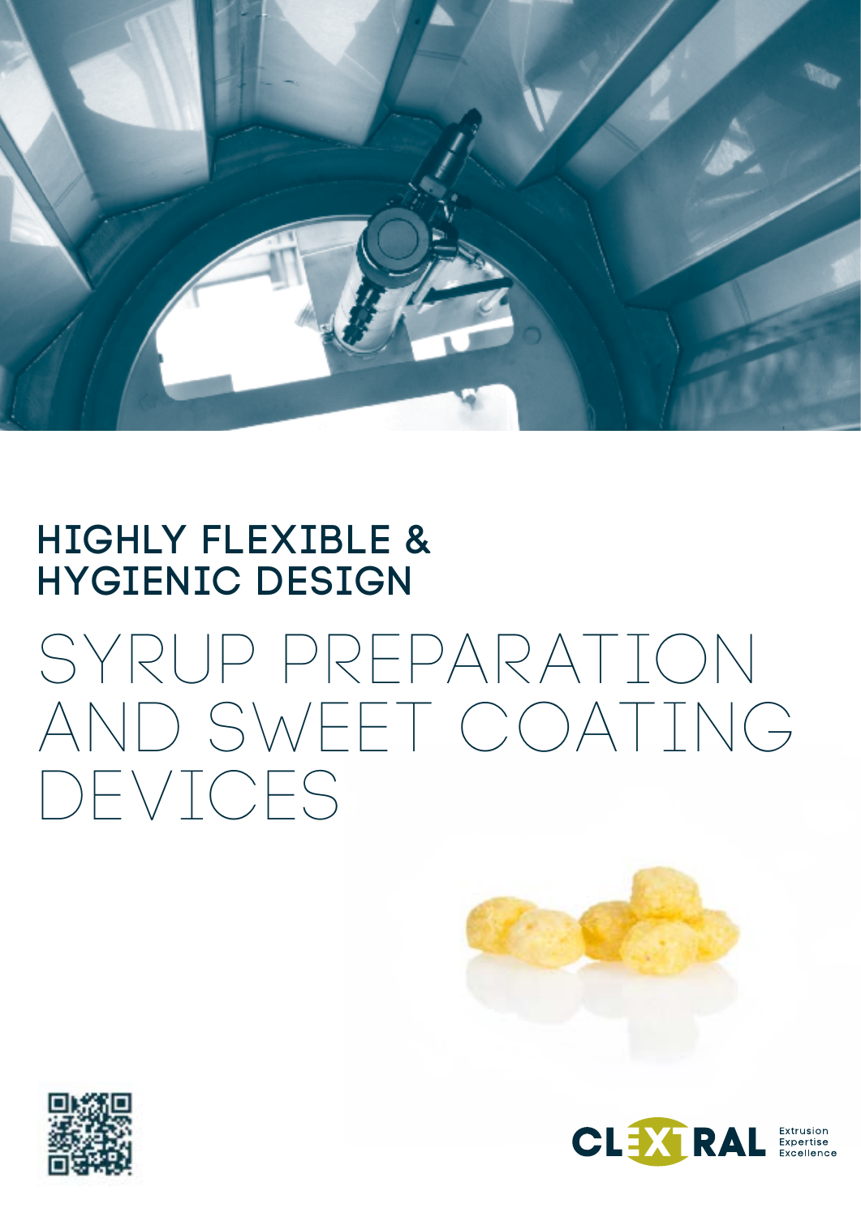## HIGHLY FLEXIBLE & HYGIENIC DESIGN

# SYRUP PREPARATION AND SWEET COATING DEVICES

CLEXTRAL Extrusion Expertise Excellence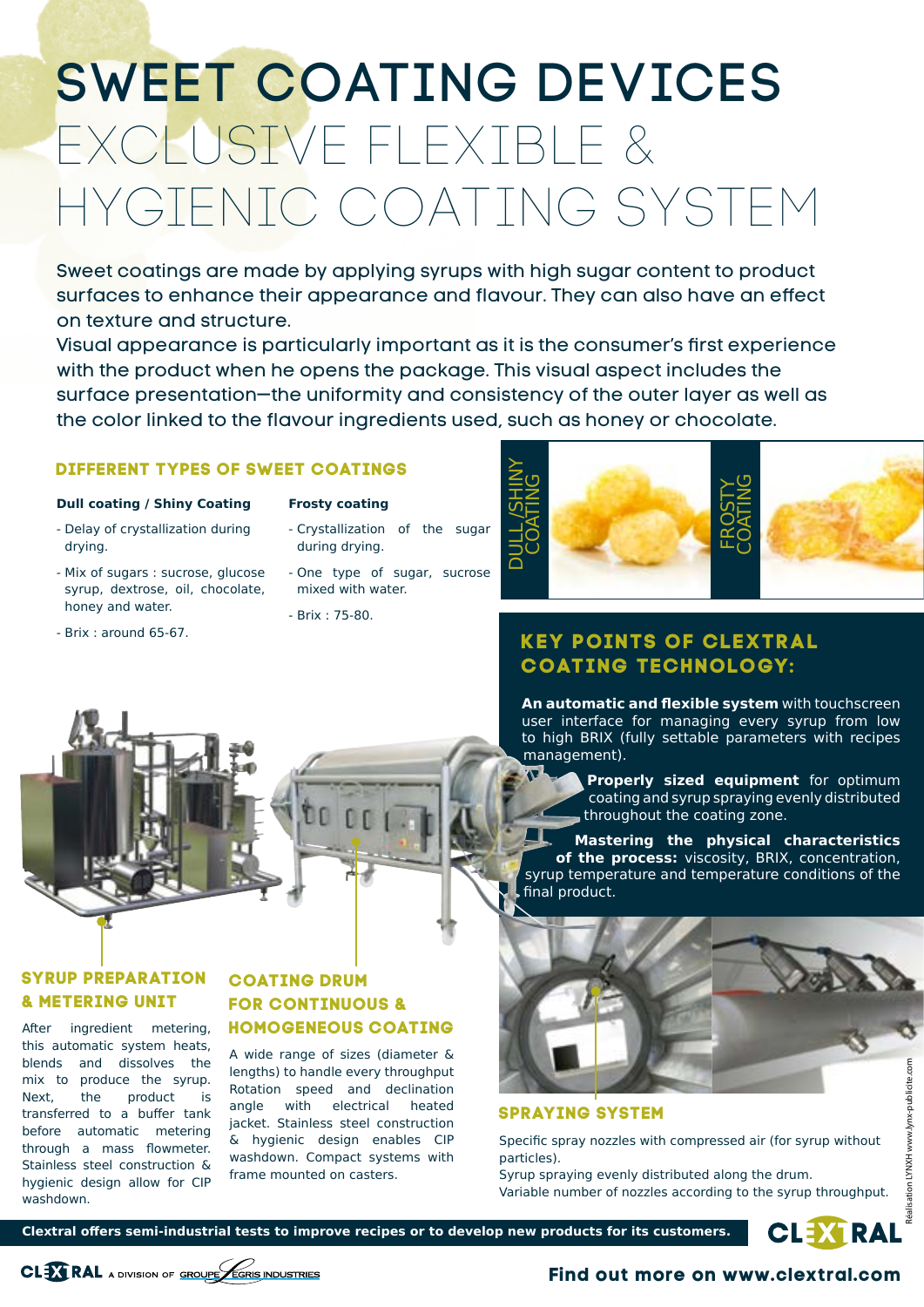# SWEET COATING DEVICES

# EXCLUSIVE FLEXIBLE & HYGIENIC COATING SYSTEM

Sweet coatings are made by applying syrups with high sugar content to product surfaces to enhance their appearance and flavour. They can also have an effect on texture and structure.

Visual appearance is particularly important as it is the consumer's first experience with the product when he opens the package. This visual aspect includes the surface presentation–the uniformity and consistency of the outer layer as well as the color linked to the flavour ingredients used, such as honey or chocolate.

## DIFFERENT TYPES OF SWEET COATINGS

**Dull coating / Shiny Coating**

- Delay of crystallization during drying.
- Mix of sugars : sucrose, glucose syrup, dextrose, oil, chocolate, honey and water.
- Brix : around 65-67.

**Frosty coating**

- Crystallization of the sugar during drying.
- One type of sugar, sucrose mixed with water.
- Brix : 75-80.

DULL /SHINY COATING

FROSTY COATING

## KEY POINTS OF CLEXTRAL COATING TECHNOLOGY:

**An automatic and flexible system** with touchscreen user interface for managing every syrup from low to high BRIX (fully settable parameters with recipes management).

**Properly sized equipment** for optimum coating and syrup spraying evenly distributed throughout the coating zone.

**Mastering the physical characteristics of the process:** viscosity, BRIX, concentration, syrup temperature and temperature conditions of the final product.

## SYRUP PREPARATION & METERING UNIT

After ingredient metering, this automatic system heats, blends and dissolves the mix to produce the syrup. Next, the product is transferred to a buffer tank before automatic metering through a mass flowmeter. Stainless steel construction & hygienic design allow for CIP washdown.

## COATING DRUM FOR CONTINUOUS & HOMOGENEOUS COATING

A wide range of sizes (diameter & lengths) to handle every throughput. Rotation speed and declination angle with electrical heated jacket. Stainless steel construction & hygienic design enables CIP washdown. Compact systems with frame mounted on casters.

## SPRAYING SYSTEM

Specific spray nozzles with compressed air (for syrup without particles).
Syrup spraying evenly distributed along the drum.
Variable number of nozzles according to the syrup throughput.

Réalisation LYNXH www.lynx-publicite.com

**Clextral offers semi-industrial tests to improve recipes or to develop new products for its customers.**

CLEXTRAL

CLEXTRAL A DIVISION OF GROUPE LEGRIS INDUSTRIES

**Find out more on www.clextral.com**